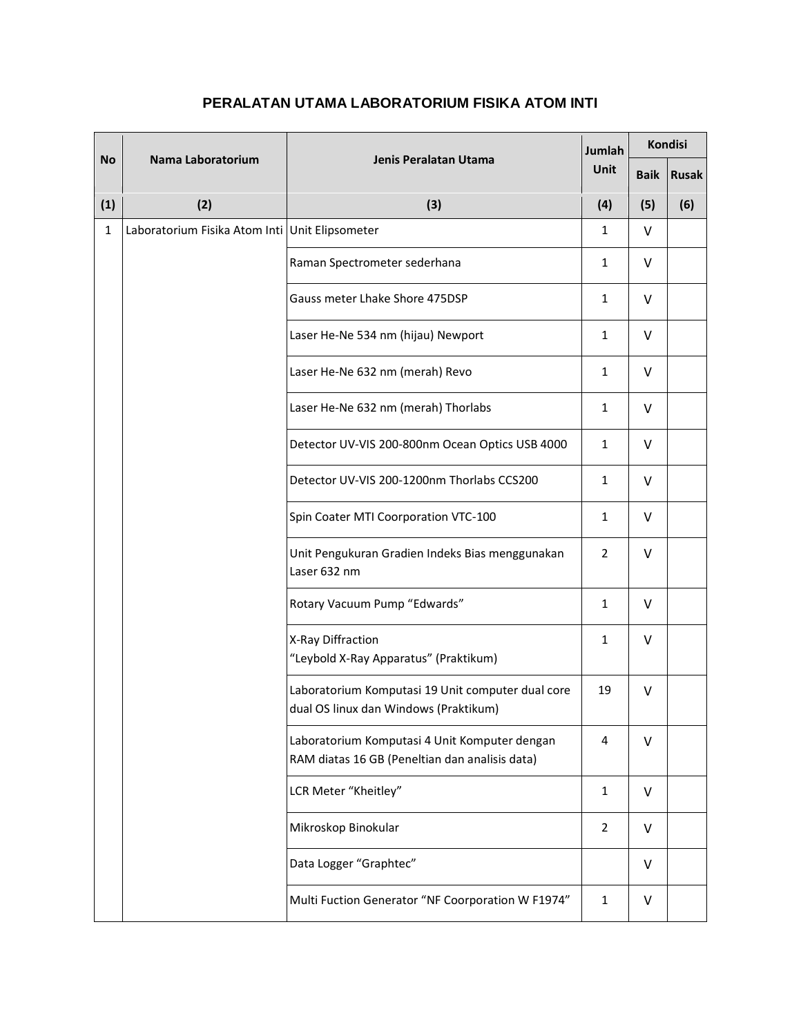# PERALATAN UTAMA LABORATORIUM FISIKA ATOM INTI

| No | Nama Laboratorium | Jenis Peralatan Utama | Jumlah Unit | Kondisi | |
|---|---|---|---|---|---|
| | | | | Baik | Rusak |
| (1) | (2) | (3) | (4) | (5) | (6) |
| 1 | Laboratorium Fisika Atom Inti | Unit Elipsometer | 1 | V | |
| | | Raman Spectrometer sederhana | 1 | V | |
| | | Gauss meter Lhake Shore 475DSP | 1 | V | |
| | | Laser He-Ne 534 nm (hijau) Newport | 1 | V | |
| | | Laser He-Ne 632 nm (merah) Revo | 1 | V | |
| | | Laser He-Ne 632 nm (merah) Thorlabs | 1 | V | |
| | | Detector UV-VIS 200-800nm Ocean Optics USB 4000 | 1 | V | |
| | | Detector UV-VIS 200-1200nm Thorlabs CCS200 | 1 | V | |
| | | Spin Coater MTI Coorporation VTC-100 | 1 | V | |
| | | Unit Pengukuran Gradien Indeks Bias menggunakan Laser 632 nm | 2 | V | |
| | | Rotary Vacuum Pump "Edwards" | 1 | V | |
| | | X-Ray Diffraction "Leybold X-Ray Apparatus" (Praktikum) | 1 | V | |
| | | Laboratorium Komputasi 19 Unit computer dual core dual OS linux dan Windows (Praktikum) | 19 | V | |
| | | Laboratorium Komputasi 4 Unit Komputer dengan RAM diatas 16 GB (Peneltian dan analisis data) | 4 | V | |
| | | LCR Meter "Kheitley" | 1 | V | |
| | | Mikroskop Binokular | 2 | V | |
| | | Data Logger "Graphtec" | | V | |
| | | Multi Fuction Generator "NF Coorporation W F1974" | 1 | V | |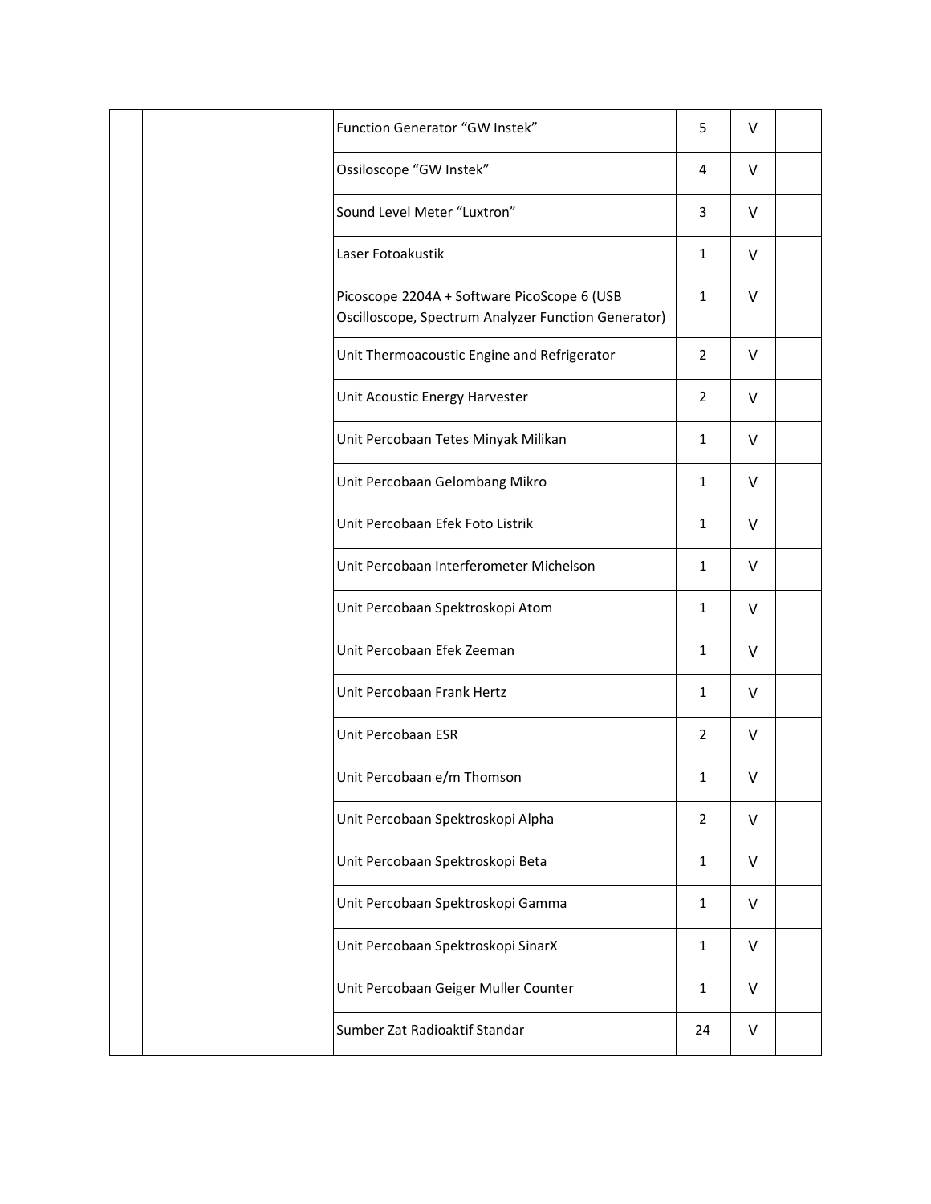|  |  |  |  |  |  |
|---|---|---|---|---|---|
|  |  | Function Generator “GW Instek” | 5 | V |  |
|  |  | Ossiloscope “GW Instek” | 4 | V |  |
|  |  | Sound Level Meter “Luxtron” | 3 | V |  |
|  |  | Laser Fotoakustik | 1 | V |  |
|  |  | Picoscope 2204A + Software PicoScope 6 (USB Oscilloscope, Spectrum Analyzer Function Generator) | 1 | V |  |
|  |  | Unit Thermoacoustic Engine and Refrigerator | 2 | V |  |
|  |  | Unit Acoustic Energy Harvester | 2 | V |  |
|  |  | Unit Percobaan Tetes Minyak Milikan | 1 | V |  |
|  |  | Unit Percobaan Gelombang Mikro | 1 | V |  |
|  |  | Unit Percobaan Efek Foto Listrik | 1 | V |  |
|  |  | Unit Percobaan Interferometer Michelson | 1 | V |  |
|  |  | Unit Percobaan Spektroskopi Atom | 1 | V |  |
|  |  | Unit Percobaan Efek Zeeman | 1 | V |  |
|  |  | Unit Percobaan Frank Hertz | 1 | V |  |
|  |  | Unit Percobaan ESR | 2 | V |  |
|  |  | Unit Percobaan e/m Thomson | 1 | V |  |
|  |  | Unit Percobaan Spektroskopi Alpha | 2 | V |  |
|  |  | Unit Percobaan Spektroskopi Beta | 1 | V |  |
|  |  | Unit Percobaan Spektroskopi Gamma | 1 | V |  |
|  |  | Unit Percobaan Spektroskopi SinarX | 1 | V |  |
|  |  | Unit Percobaan Geiger Muller Counter | 1 | V |  |
|  |  | Sumber Zat Radioaktif Standar | 24 | V |  |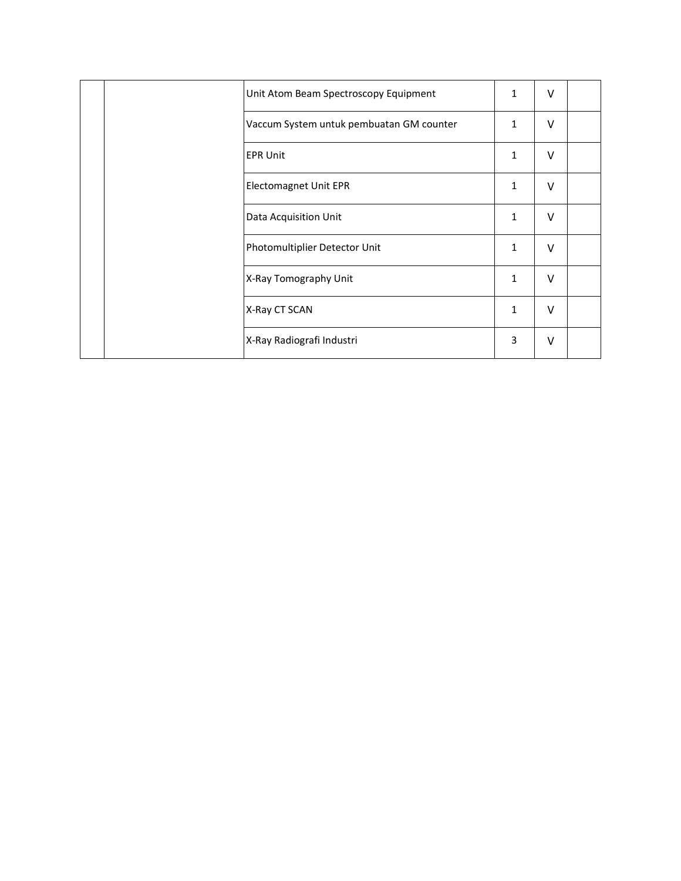| | | | | | |
|---|---|---|---|---|---|
| | | Unit Atom Beam Spectroscopy Equipment | 1 | V | |
| | | Vaccum System untuk pembuatan GM counter | 1 | V | |
| | | EPR Unit | 1 | V | |
| | | Electomagnet Unit EPR | 1 | V | |
| | | Data Acquisition Unit | 1 | V | |
| | | Photomultiplier Detector Unit | 1 | V | |
| | | X-Ray Tomography Unit | 1 | V | |
| | | X-Ray CT SCAN | 1 | V | |
| | | X-Ray Radiografi Industri | 3 | V | |